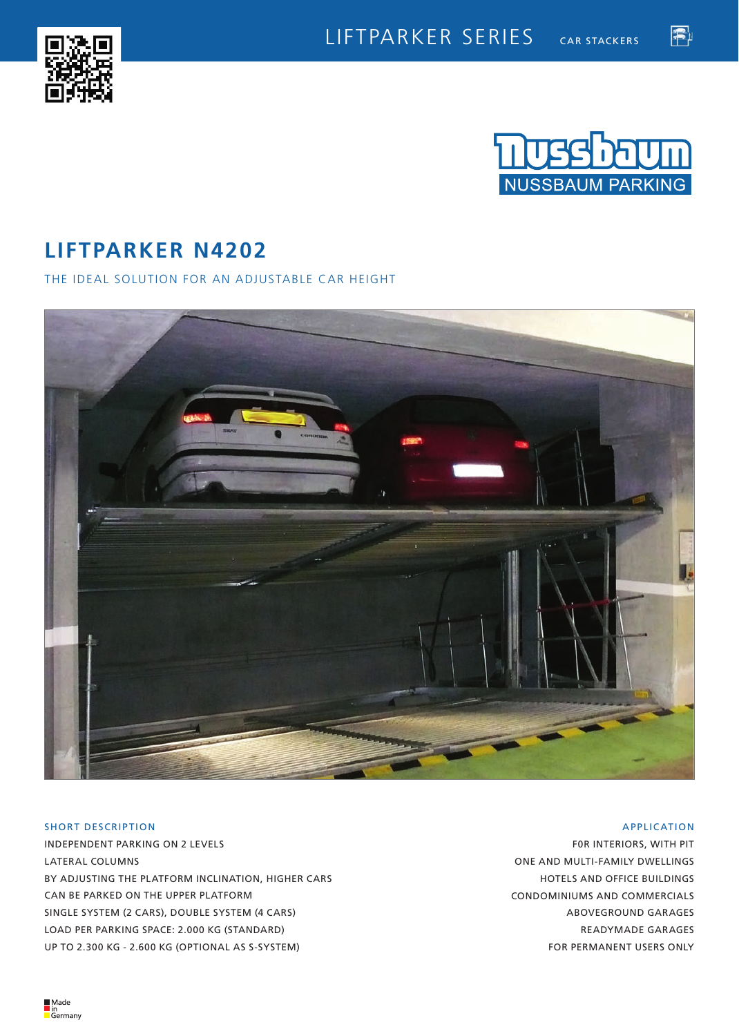LIFTPARKER SERIES CAR STACKERS

NUSSBAUM PARKING

# LIFTPARKER N4202

THE IDEAL SOLUTION FOR AN ADJUSTABLE CAR HEIGHT

## SHORT DESCRIPTION

INDEPENDENT PARKING ON 2 LEVELS
LATERAL COLUMNS
BY ADJUSTING THE PLATFORM INCLINATION, HIGHER CARS CAN BE PARKED ON THE UPPER PLATFORM
SINGLE SYSTEM (2 CARS), DOUBLE SYSTEM (4 CARS)
LOAD PER PARKING SPACE: 2.000 KG (STANDARD)
UP TO 2.300 KG - 2.600 KG (OPTIONAL AS S-SYSTEM)

## APPLICATION

F0R INTERIORS, WITH PIT
ONE AND MULTI-FAMILY DWELLINGS
HOTELS AND OFFICE BUILDINGS
CONDOMINIUMS AND COMMERCIALS
ABOVEGROUND GARAGES
READYMADE GARAGES
FOR PERMANENT USERS ONLY

Made in Germany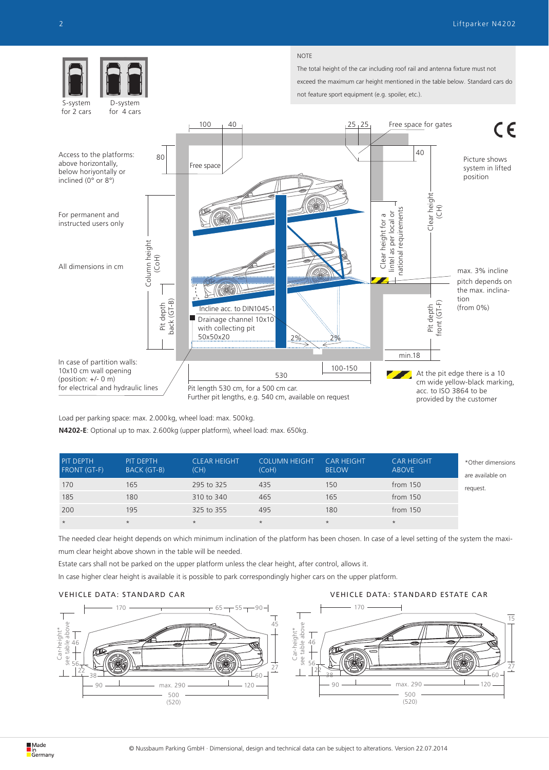S-system for 2 cars

D-system for 4 cars

NOTE

The total height of the car including roof rail and antenna fixture must not exceed the maximum car height mentioned in the table below. Standard cars do not feature sport equipment (e.g. spoiler, etc.).

Access to the platforms: above horizontally, below horiyontally or inclined (0° or 8°)

For permanent and instructed users only

All dimensions in cm

Picture shows system in lifted position

Free space for gates

Free space

Column height (CoH)

Pit depth back (GT-B)

Clear height for a lintel as per local or national requirements

Clear height (CH)

Pit depth front (GT-F)

Incline acc. to DIN1045-1

Drainage channel 10x10 with collecting pit 50x50x20

max. 3% incline pitch depends on the max. inclination (from 0%)

In case of partition walls: 10x10 cm wall opening (position: +/- 0 m) for electrical and hydraulic lines

Pit length 530 cm, for a 500 cm car. Further pit lengths, e.g. 540 cm, available on request

At the pit edge there is a 10 cm wide yellow-black marking, acc. to ISO 3864 to be provided by the customer

Load per parking space: max. 2.000 kg, wheel load: max. 500 kg.

**N4202-E**: Optional up to max. 2.600kg (upper platform), wheel load: max. 650kg.

| PIT DEPTH FRONT (GT-F) | PIT DEPTH BACK (GT-B) | CLEAR HEIGHT (CH) | COLUMN HEIGHT (CoH) | CAR HEIGHT BELOW | CAR HEIGHT ABOVE |
|---|---|---|---|---|---|
| 170 | 165 | 295 to 325 | 435 | 150 | from 150 |
| 185 | 180 | 310 to 340 | 465 | 165 | from 150 |
| 200 | 195 | 325 to 355 | 495 | 180 | from 150 |
| * | * | * | * | * | * |

*Other dimensions are available on request.

The needed clear height depends on which minimum inclination of the platform has been chosen. In case of a level setting of the system the maximum clear height above shown in the table will be needed.

Estate cars shall not be parked on the upper platform unless the clear height, after control, allows it.

In case higher clear height is available it is possible to park correspondingly higher cars on the upper platform.

## VEHICLE DATA: STANDARD CAR

Car-height* see table above; 170; 65; 55; 90; 45; 46; 56; 22; 38; 60; 27; 90; max. 290; 120; 500 (520)

## VEHICLE DATA: STANDARD ESTATE CAR

Car-height* see table above; 170; 15; 46; 56; 22; 38; 60; 27; 90; max. 290; 120; 500 (520)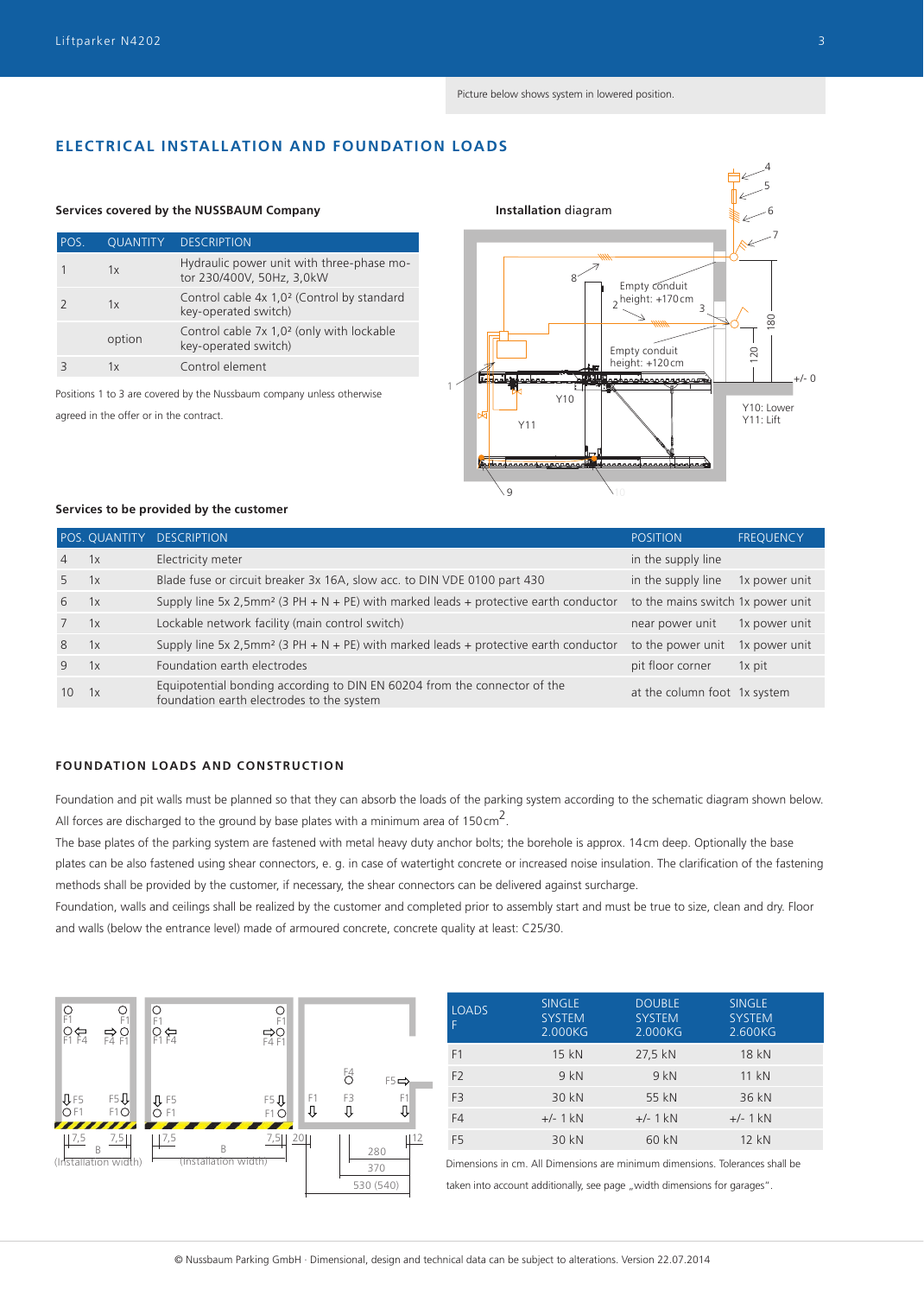Picture below shows system in lowered position.

## ELECTRICAL INSTALLATION AND FOUNDATION LOADS

### Services covered by the NUSSBAUM Company

| POS. | QUANTITY | DESCRIPTION |
|---|---|---|
| 1 | 1x | Hydraulic power unit with three-phase motor 230/400V, 50Hz, 3,0kW |
| 2 | 1x | Control cable 4x 1,0² (Control by standard key-operated switch) |
| | option | Control cable 7x 1,0² (only with lockable key-operated switch) |
| 3 | 1x | Control element |

Positions 1 to 3 are covered by the Nussbaum company unless otherwise agreed in the offer or in the contract.

**Installation diagram**

Empty conduit height: +170 cm

Empty conduit height: +120 cm

Y10: Lower
Y11: Lift

### Services to be provided by the customer

| POS. | QUANTITY | DESCRIPTION | POSITION | FREQUENCY |
|---|---|---|---|---|
| 4 | 1x | Electricity meter | in the supply line | |
| 5 | 1x | Blade fuse or circuit breaker 3x 16A, slow acc. to DIN VDE 0100 part 430 | in the supply line | 1x power unit |
| 6 | 1x | Supply line 5x 2,5mm² (3 PH + N + PE) with marked leads + protective earth conductor | to the mains switch | 1x power unit |
| 7 | 1x | Lockable network facility (main control switch) | near power unit | 1x power unit |
| 8 | 1x | Supply line 5x 2,5mm² (3 PH + N + PE) with marked leads + protective earth conductor | to the power unit | 1x power unit |
| 9 | 1x | Foundation earth electrodes | pit floor corner | 1x pit |
| 10 | 1x | Equipotential bonding according to DIN EN 60204 from the connector of the foundation earth electrodes to the system | at the column foot | 1x system |

## FOUNDATION LOADS AND CONSTRUCTION

Foundation and pit walls must be planned so that they can absorb the loads of the parking system according to the schematic diagram shown below. All forces are discharged to the ground by base plates with a minimum area of 150 cm$^2$.

The base plates of the parking system are fastened with metal heavy duty anchor bolts; the borehole is approx. 14 cm deep. Optionally the base plates can be also fastened using shear connectors, e. g. in case of watertight concrete or increased noise insulation. The clarification of the fastening methods shall be provided by the customer, if necessary, the shear connectors can be delivered against surcharge.

Foundation, walls and ceilings shall be realized by the customer and completed prior to assembly start and must be true to size, clean and dry. Floor and walls (below the entrance level) made of armoured concrete, concrete quality at least: C25/30.

| LOADS F | SINGLE SYSTEM 2.000KG | DOUBLE SYSTEM 2.000KG | SINGLE SYSTEM 2.600KG |
|---|---|---|---|
| F1 | 15 kN | 27,5 kN | 18 kN |
| F2 | 9 kN | 9 kN | 11 kN |
| F3 | 30 kN | 55 kN | 36 kN |
| F4 | +/- 1 kN | +/- 1 kN | +/- 1 kN |
| F5 | 30 kN | 60 kN | 12 kN |

Dimensions in cm. All Dimensions are minimum dimensions. Tolerances shall be taken into account additionally, see page „width dimensions for garages".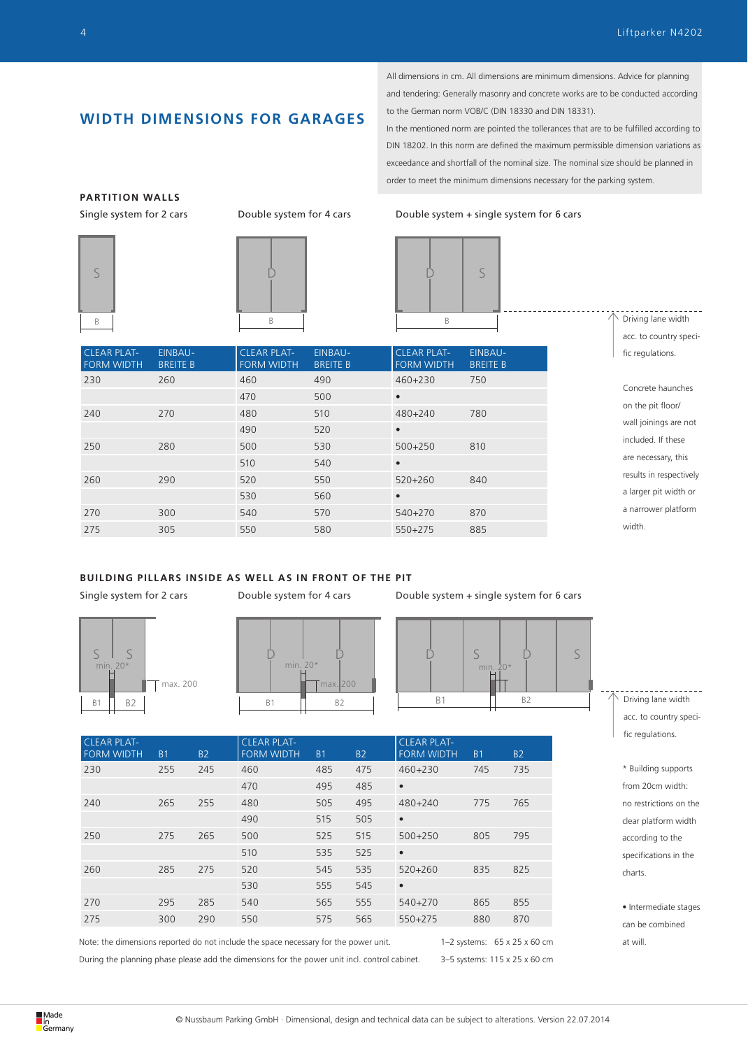## WIDTH DIMENSIONS FOR GARAGES

All dimensions in cm. All dimensions are minimum dimensions. Advice for planning and tendering: Generally masonry and concrete works are to be conducted according to the German norm VOB/C (DIN 18330 and DIN 18331).
In the mentioned norm are pointed the tolerances that are to be fulfilled according to DIN 18202. In this norm are defined the maximum permissible dimension variations as exceedance and shortfall of the nominal size. The nominal size should be planned in order to meet the minimum dimensions necessary for the parking system.

### PARTITION WALLS

Single system for 2 cars | Double system for 4 cars | Double system + single system for 6 cars

| CLEAR PLATFORM WIDTH | EINBAU-BREITE B | CLEAR PLATFORM WIDTH | EINBAU-BREITE B | CLEAR PLATFORM WIDTH | EINBAU-BREITE B |
|---|---|---|---|---|---|
| 230 | 260 | 460 | 490 | 460+230 | 750 |
| | | 470 | 500 | • | |
| 240 | 270 | 480 | 510 | 480+240 | 780 |
| | | 490 | 520 | • | |
| 250 | 280 | 500 | 530 | 500+250 | 810 |
| | | 510 | 540 | • | |
| 260 | 290 | 520 | 550 | 520+260 | 840 |
| | | 530 | 560 | • | |
| 270 | 300 | 540 | 570 | 540+270 | 870 |
| 275 | 305 | 550 | 580 | 550+275 | 885 |

Driving lane width acc. to country specific regulations.

Concrete haunches on the pit floor/ wall joinings are not included. If these are necessary, this results in respectively a larger pit width or a narrower platform width.

### BUILDING PILLARS INSIDE AS WELL AS IN FRONT OF THE PIT

Single system for 2 cars | Double system for 4 cars | Double system + single system for 6 cars

(min. 20*, max. 200)

| CLEAR PLATFORM WIDTH | B1 | B2 | CLEAR PLATFORM WIDTH | B1 | B2 | CLEAR PLATFORM WIDTH | B1 | B2 |
|---|---|---|---|---|---|---|---|---|
| 230 | 255 | 245 | 460 | 485 | 475 | 460+230 | 745 | 735 |
| | | | 470 | 495 | 485 | • | | |
| 240 | 265 | 255 | 480 | 505 | 495 | 480+240 | 775 | 765 |
| | | | 490 | 515 | 505 | • | | |
| 250 | 275 | 265 | 500 | 525 | 515 | 500+250 | 805 | 795 |
| | | | 510 | 535 | 525 | • | | |
| 260 | 285 | 275 | 520 | 545 | 535 | 520+260 | 835 | 825 |
| | | | 530 | 555 | 545 | • | | |
| 270 | 295 | 285 | 540 | 565 | 555 | 540+270 | 865 | 855 |
| 275 | 300 | 290 | 550 | 575 | 565 | 550+275 | 880 | 870 |

Driving lane width acc. to country specific regulations.

\* Building supports from 20cm width: no restrictions on the clear platform width according to the specifications in the charts.

• Intermediate stages can be combined at will.

Note: the dimensions reported do not include the space necessary for the power unit. During the planning phase please add the dimensions for the power unit incl. control cabinet.

1–2 systems: 65 x 25 x 60 cm
3–5 systems: 115 x 25 x 60 cm

Made in Germany

© Nussbaum Parking GmbH · Dimensional, design and technical data can be subject to alterations. Version 22.07.2014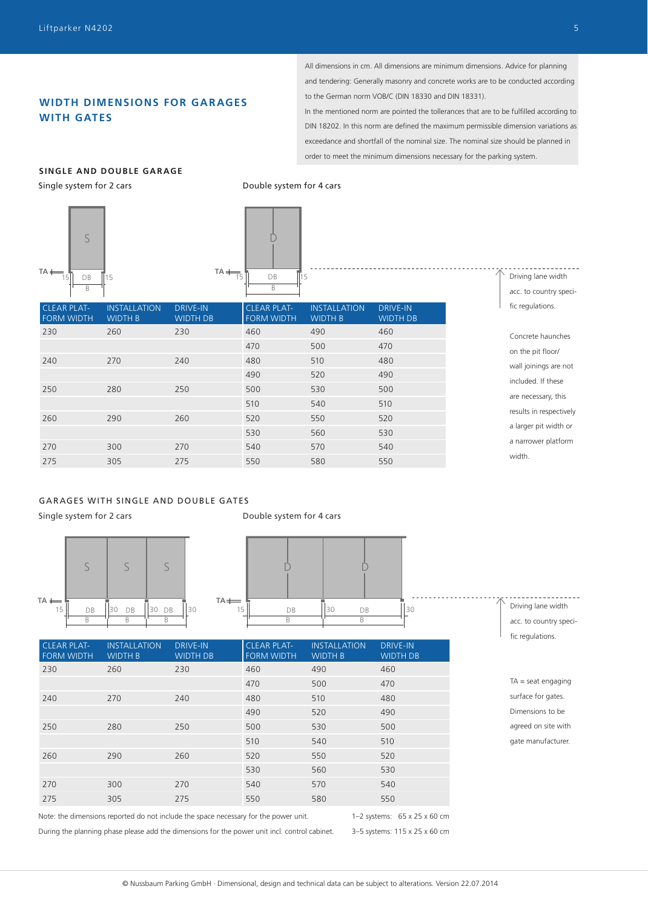## WIDTH DIMENSIONS FOR GARAGES WITH GATES

All dimensions in cm. All dimensions are minimum dimensions. Advice for planning and tendering: Generally masonry and concrete works are to be conducted according to the German norm VOB/C (DIN 18330 and DIN 18331).
In the mentioned norm are pointed the tollerances that are to be fulfilled according to DIN 18202. In this norm are defined the maximum permissible dimension variations as exceedance and shortfall of the nominal size. The nominal size should be planned in order to meet the minimum dimensions necessary for the parking system.

### SINGLE AND DOUBLE GARAGE

Single system for 2 cars

Double system for 4 cars

| CLEAR PLATFORM WIDTH | INSTALLATION WIDTH B | DRIVE-IN WIDTH DB | CLEAR PLATFORM WIDTH | INSTALLATION WIDTH B | DRIVE-IN WIDTH DB |
|---|---|---|---|---|---|
| 230 | 260 | 230 | 460 | 490 | 460 |
| | | | 470 | 500 | 470 |
| 240 | 270 | 240 | 480 | 510 | 480 |
| | | | 490 | 520 | 490 |
| 250 | 280 | 250 | 500 | 530 | 500 |
| | | | 510 | 540 | 510 |
| 260 | 290 | 260 | 520 | 550 | 520 |
| | | | 530 | 560 | 530 |
| 270 | 300 | 270 | 540 | 570 | 540 |
| 275 | 305 | 275 | 550 | 580 | 550 |

Driving lane width acc. to country specific regulations.

Concrete haunches on the pit floor/ wall joinings are not included. If these are necessary, this results in respectively a larger pit width or a narrower platform width.

### GARAGES WITH SINGLE AND DOUBLE GATES

Single system for 2 cars

Double system for 4 cars

| CLEAR PLATFORM WIDTH | INSTALLATION WIDTH B | DRIVE-IN WIDTH DB | CLEAR PLATFORM WIDTH | INSTALLATION WIDTH B | DRIVE-IN WIDTH DB |
|---|---|---|---|---|---|
| 230 | 260 | 230 | 460 | 490 | 460 |
| | | | 470 | 500 | 470 |
| 240 | 270 | 240 | 480 | 510 | 480 |
| | | | 490 | 520 | 490 |
| 250 | 280 | 250 | 500 | 530 | 500 |
| | | | 510 | 540 | 510 |
| 260 | 290 | 260 | 520 | 550 | 520 |
| | | | 530 | 560 | 530 |
| 270 | 300 | 270 | 540 | 570 | 540 |
| 275 | 305 | 275 | 550 | 580 | 550 |

Driving lane width acc. to country specific regulations.

TA = seat engaging surface for gates. Dimensions to be agreed on site with gate manufacturer.

Note: the dimensions reported do not include the space necessary for the power unit. During the planning phase please add the dimensions for the power unit incl. control cabinet.

1–2 systems: 65 x 25 x 60 cm
3–5 systems: 115 x 25 x 60 cm

© Nussbaum Parking GmbH · Dimensional, design and technical data can be subject to alterations. Version 22.07.2014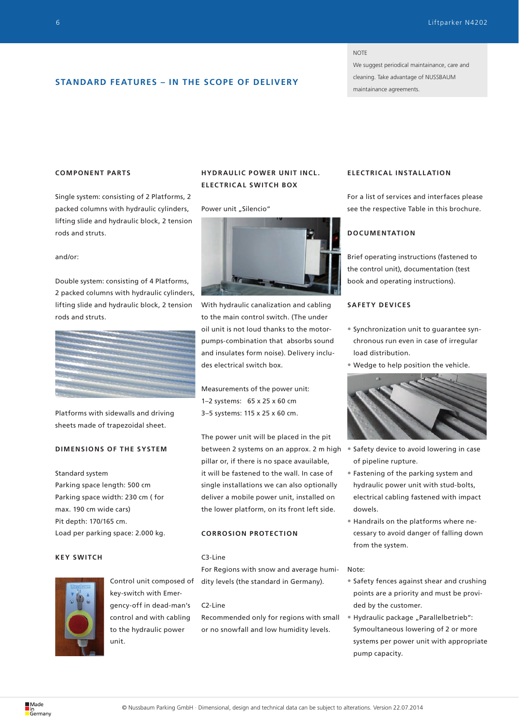NOTE

We suggest periodical maintainance, care and cleaning. Take advantage of NUSSBAUM maintainance agreements.

## STANDARD FEATURES – IN THE SCOPE OF DELIVERY

### COMPONENT PARTS

Single system: consisting of 2 Platforms, 2 packed columns with hydraulic cylinders, lifting slide and hydraulic block, 2 tension rods and struts.

and/or:

Double system: consisting of 4 Platforms, 2 packed columns with hydraulic cylinders, lifting slide and hydraulic block, 2 tension rods and struts.

Platforms with sidewalls and driving sheets made of trapezoidal sheet.

### DIMENSIONS OF THE SYSTEM

Standard system
Parking space length: 500 cm
Parking space width: 230 cm ( for max. 190 cm wide cars)
Pit depth: 170/165 cm.
Load per parking space: 2.000 kg.

### KEY SWITCH

Control unit composed of key-switch with Emergency-off in dead-man's control and with cabling to the hydraulic power unit.

### HYDRAULIC POWER UNIT INCL. ELECTRICAL SWITCH BOX

Power unit „Silencio"

With hydraulic canalization and cabling to the main control switch. (The under oil unit is not loud thanks to the motor-pumps-combination that absorbs sound and insulates form noise). Delivery includes electrical switch box.

Measurements of the power unit:
1–2 systems: 65 x 25 x 60 cm
3–5 systems: 115 x 25 x 60 cm.

The power unit will be placed in the pit between 2 systems on an approx. 2 m high pillar or, if there is no space avauilable, it will be fastened to the wall. In case of single installations we can also optionally deliver a mobile power unit, installed on the lower platform, on its front left side.

### CORROSION PROTECTION

C3-Line
For Regions with snow and average humidity levels (the standard in Germany).

C2-Line
Recommended only for regions with small or no snowfall and low humidity levels.

### ELECTRICAL INSTALLATION

For a list of services and interfaces please see the respective Table in this brochure.

### DOCUMENTATION

Brief operating instructions (fastened to the control unit), documentation (test book and operating instructions).

### SAFETY DEVICES

- Synchronization unit to guarantee synchronous run even in case of irregular load distribution.
- Wedge to help position the vehicle.
- Safety device to avoid lowering in case of pipeline rupture.
- Fastening of the parking system and hydraulic power unit with stud-bolts, electrical cabling fastened with impact dowels.
- Handrails on the platforms where necessary to avoid danger of falling down from the system.

Note:

- Safety fences against shear and crushing points are a priority and must be provided by the customer.
- Hydraulic package „Parallelbetrieb": Symoultaneous lowering of 2 or more systems per power unit with appropriate pump capacity.

Made in Germany

© Nussbaum Parking GmbH · Dimensional, design and technical data can be subject to alterations. Version 22.07.2014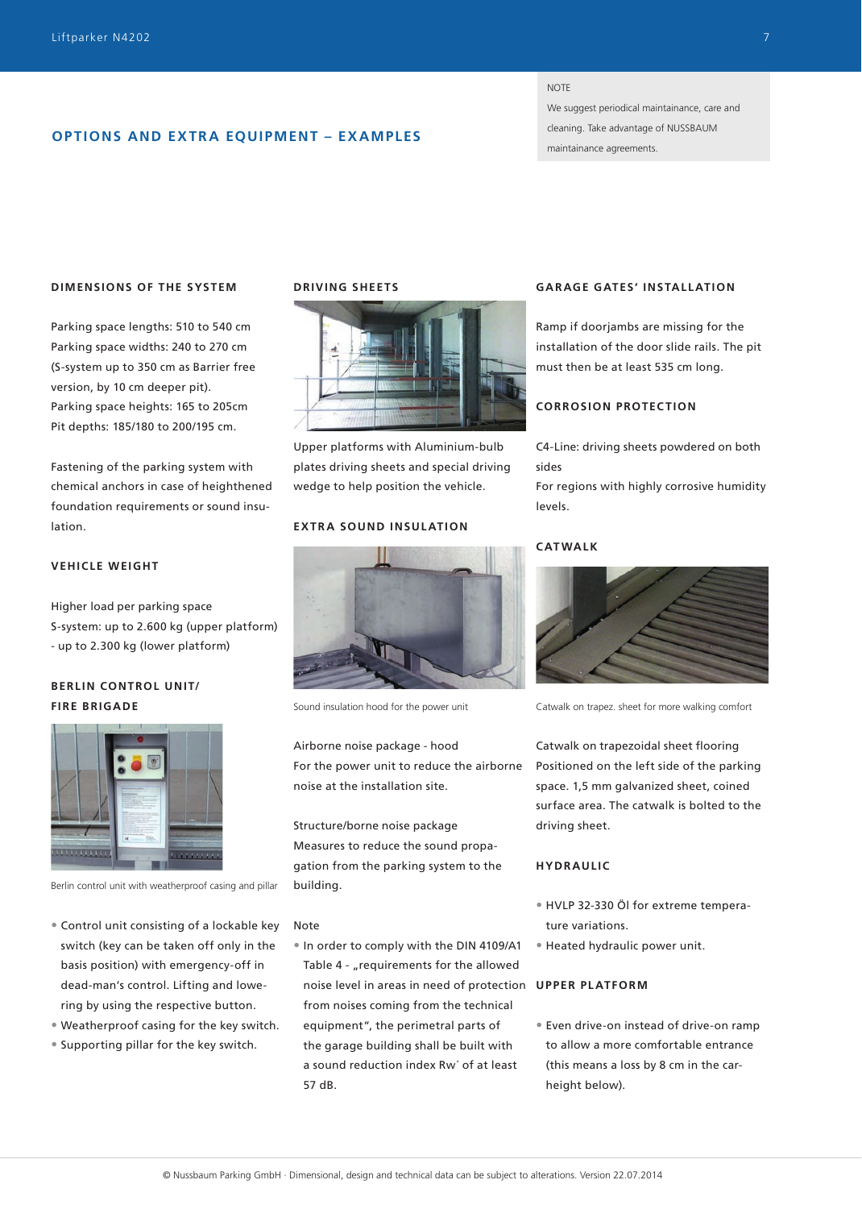> NOTE
>
> We suggest periodical maintainance, care and cleaning. Take advantage of NUSSBAUM maintainance agreements.

## OPTIONS AND EXTRA EQUIPMENT – EXAMPLES

### DIMENSIONS OF THE SYSTEM

Parking space lengths: 510 to 540 cm
Parking space widths: 240 to 270 cm
(S-system up to 350 cm as Barrier free version, by 10 cm deeper pit).
Parking space heights: 165 to 205cm
Pit depths: 185/180 to 200/195 cm.

Fastening of the parking system with chemical anchors in case of heightened foundation requirements or sound insulation.

### VEHICLE WEIGHT

Higher load per parking space
S-system: up to 2.600 kg (upper platform)
- up to 2.300 kg (lower platform)

### BERLIN CONTROL UNIT/ FIRE BRIGADE

Berlin control unit with weatherproof casing and pillar

- Control unit consisting of a lockable key switch (key can be taken off only in the basis position) with emergency-off in dead-man's control. Lifting and lowering by using the respective button.
- Weatherproof casing for the key switch.
- Supporting pillar for the key switch.

### DRIVING SHEETS

Upper platforms with Aluminium-bulb plates driving sheets and special driving wedge to help position the vehicle.

### EXTRA SOUND INSULATION

Sound insulation hood for the power unit

Airborne noise package - hood
For the power unit to reduce the airborne noise at the installation site.

Structure/borne noise package
Measures to reduce the sound propagation from the parking system to the building.

Note

- In order to comply with the DIN 4109/A1 Table 4 - „requirements for the allowed noise level in areas in need of protection from noises coming from the technical equipment", the perimetral parts of the garage building shall be built with a sound reduction index Rw´ of at least 57 dB.

### GARAGE GATES' INSTALLATION

Ramp if doorjambs are missing for the installation of the door slide rails. The pit must then be at least 535 cm long.

### CORROSION PROTECTION

C4-Line: driving sheets powdered on both sides
For regions with highly corrosive humidity levels.

### CATWALK

Catwalk on trapez. sheet for more walking comfort

Catwalk on trapezoidal sheet flooring
Positioned on the left side of the parking space. 1,5 mm galvanized sheet, coined surface area. The catwalk is bolted to the driving sheet.

### HYDRAULIC

- HVLP 32-330 Öl for extreme temperature variations.
- Heated hydraulic power unit.

### UPPER PLATFORM

- Even drive-on instead of drive-on ramp to allow a more comfortable entrance (this means a loss by 8 cm in the car-height below).

© Nussbaum Parking GmbH · Dimensional, design and technical data can be subject to alterations. Version 22.07.2014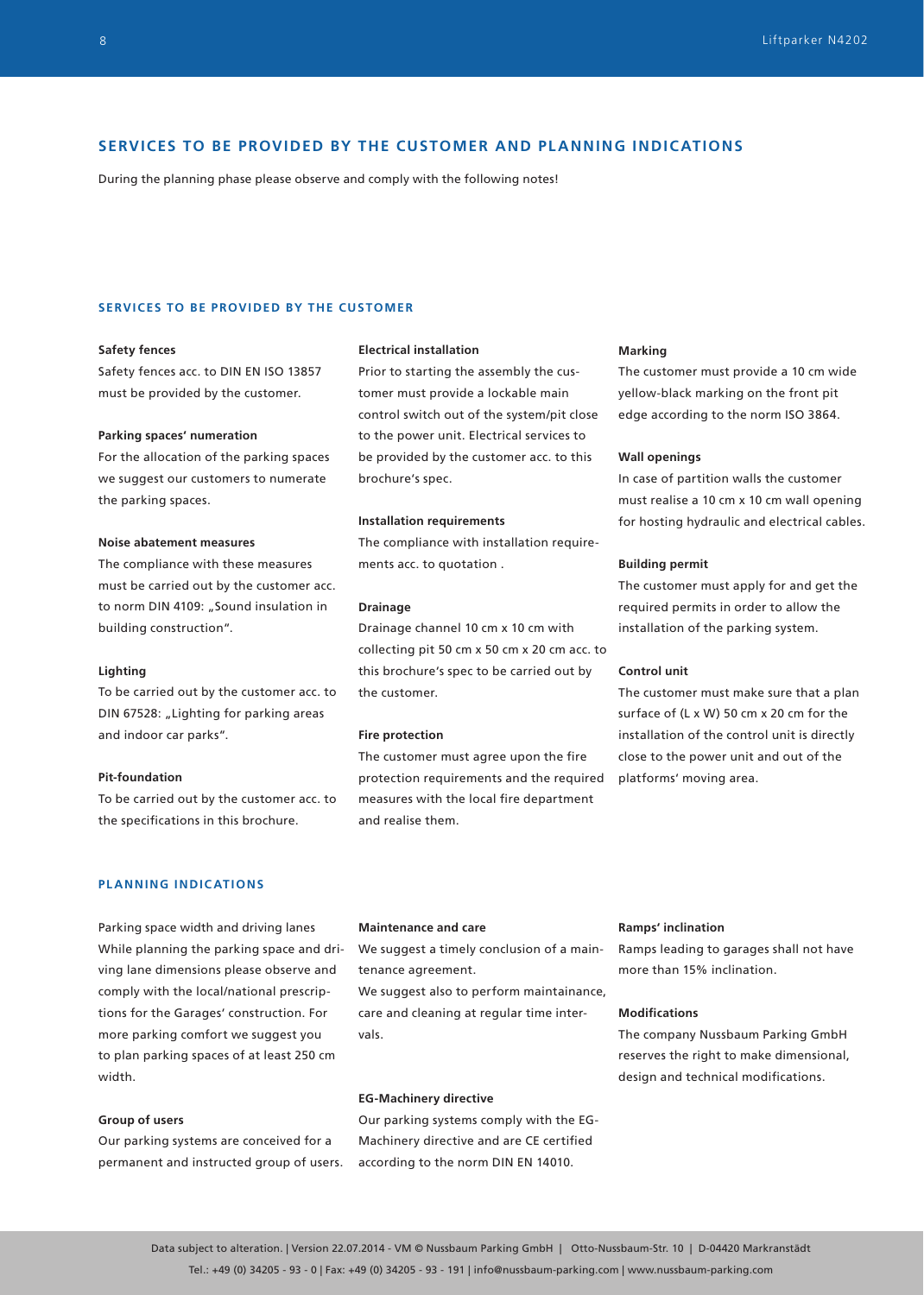## SERVICES TO BE PROVIDED BY THE CUSTOMER AND PLANNING INDICATIONS

During the planning phase please observe and comply with the following notes!

### SERVICES TO BE PROVIDED BY THE CUSTOMER

**Safety fences**
Safety fences acc. to DIN EN ISO 13857 must be provided by the customer.

**Parking spaces' numeration**
For the allocation of the parking spaces we suggest our customers to numerate the parking spaces.

**Noise abatement measures**
The compliance with these measures must be carried out by the customer acc. to norm DIN 4109: „Sound insulation in building construction".

**Lighting**
To be carried out by the customer acc. to DIN 67528: „Lighting for parking areas and indoor car parks".

**Pit-foundation**
To be carried out by the customer acc. to the specifications in this brochure.

**Electrical installation**
Prior to starting the assembly the customer must provide a lockable main control switch out of the system/pit close to the power unit. Electrical services to be provided by the customer acc. to this brochure's spec.

**Installation requirements**
The compliance with installation requirements acc. to quotation .

**Drainage**
Drainage channel 10 cm x 10 cm with collecting pit 50 cm x 50 cm x 20 cm acc. to this brochure's spec to be carried out by the customer.

**Fire protection**
The customer must agree upon the fire protection requirements and the required measures with the local fire department and realise them.

**Marking**
The customer must provide a 10 cm wide yellow-black marking on the front pit edge according to the norm ISO 3864.

**Wall openings**
In case of partition walls the customer must realise a 10 cm x 10 cm wall opening for hosting hydraulic and electrical cables.

**Building permit**
The customer must apply for and get the required permits in order to allow the installation of the parking system.

**Control unit**
The customer must make sure that a plan surface of (L x W) 50 cm x 20 cm for the installation of the control unit is directly close to the power unit and out of the platforms' moving area.

### PLANNING INDICATIONS

Parking space width and driving lanes
While planning the parking space and driving lane dimensions please observe and comply with the local/national prescriptions for the Garages' construction. For more parking comfort we suggest you to plan parking spaces of at least 250 cm width.

**Group of users**
Our parking systems are conceived for a permanent and instructed group of users.

**Maintenance and care**
We suggest a timely conclusion of a maintenance agreement.
We suggest also to perform maintainance, care and cleaning at regular time intervals.

**EG-Machinery directive**
Our parking systems comply with the EG-Machinery directive and are CE certified according to the norm DIN EN 14010.

**Ramps' inclination**
Ramps leading to garages shall not have more than 15% inclination.

**Modifications**
The company Nussbaum Parking GmbH reserves the right to make dimensional, design and technical modifications.

Data subject to alteration. | Version 22.07.2014 - VM © Nussbaum Parking GmbH | Otto-Nussbaum-Str. 10 | D-04420 Markranstädt
Tel.: +49 (0) 34205 - 93 - 0 | Fax: +49 (0) 34205 - 93 - 191 | info@nussbaum-parking.com | www.nussbaum-parking.com